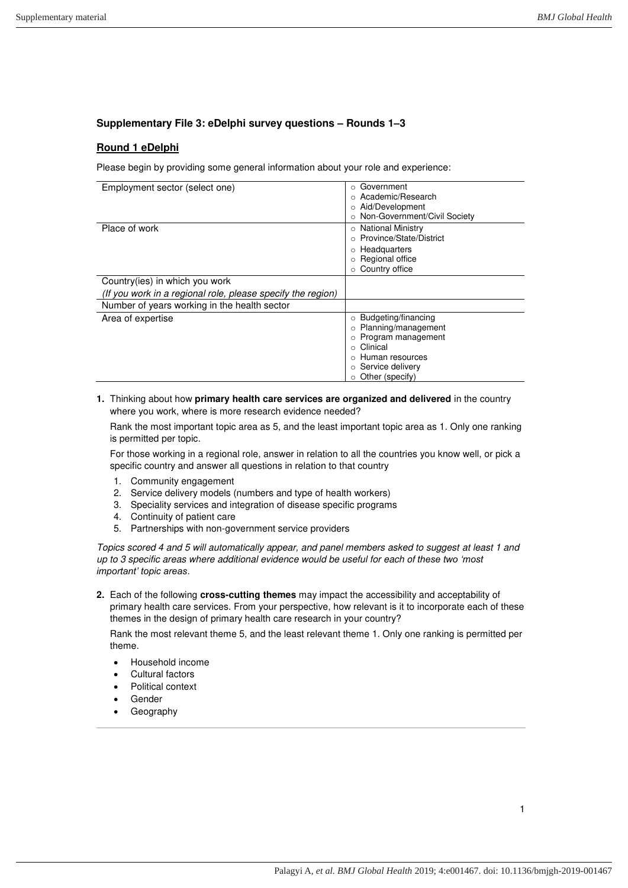**Supplementary File 3: eDelphi survey questions – Rounds 1–3**

**Round 1 eDelphi**

Please begin by providing some general information about your role and experience:

| | |
|---|---|
| Employment sector (select one) | ○ Government<br>○ Academic/Research<br>○ Aid/Development<br>○ Non-Government/Civil Society |
| Place of work | ○ National Ministry<br>○ Province/State/District<br>○ Headquarters<br>○ Regional office<br>○ Country office |
| Country(ies) in which you work<br>*(If you work in a regional role, please specify the region)* | |
| Number of years working in the health sector | |
| Area of expertise | ○ Budgeting/financing<br>○ Planning/management<br>○ Program management<br>○ Clinical<br>○ Human resources<br>○ Service delivery<br>○ Other (specify) |

**1.** Thinking about how **primary health care services are organized and delivered** in the country where you work, where is more research evidence needed?

Rank the most important topic area as 5, and the least important topic area as 1. Only one ranking is permitted per topic.

For those working in a regional role, answer in relation to all the countries you know well, or pick a specific country and answer all questions in relation to that country

1. Community engagement
2. Service delivery models (numbers and type of health workers)
3. Speciality services and integration of disease specific programs
4. Continuity of patient care
5. Partnerships with non-government service providers

*Topics scored 4 and 5 will automatically appear, and panel members asked to suggest at least 1 and up to 3 specific areas where additional evidence would be useful for each of these two 'most important' topic areas.*

**2.** Each of the following **cross-cutting themes** may impact the accessibility and acceptability of primary health care services. From your perspective, how relevant is it to incorporate each of these themes in the design of primary health care research in your country?

Rank the most relevant theme 5, and the least relevant theme 1. Only one ranking is permitted per theme.

- Household income
- Cultural factors
- Political context
- Gender
- Geography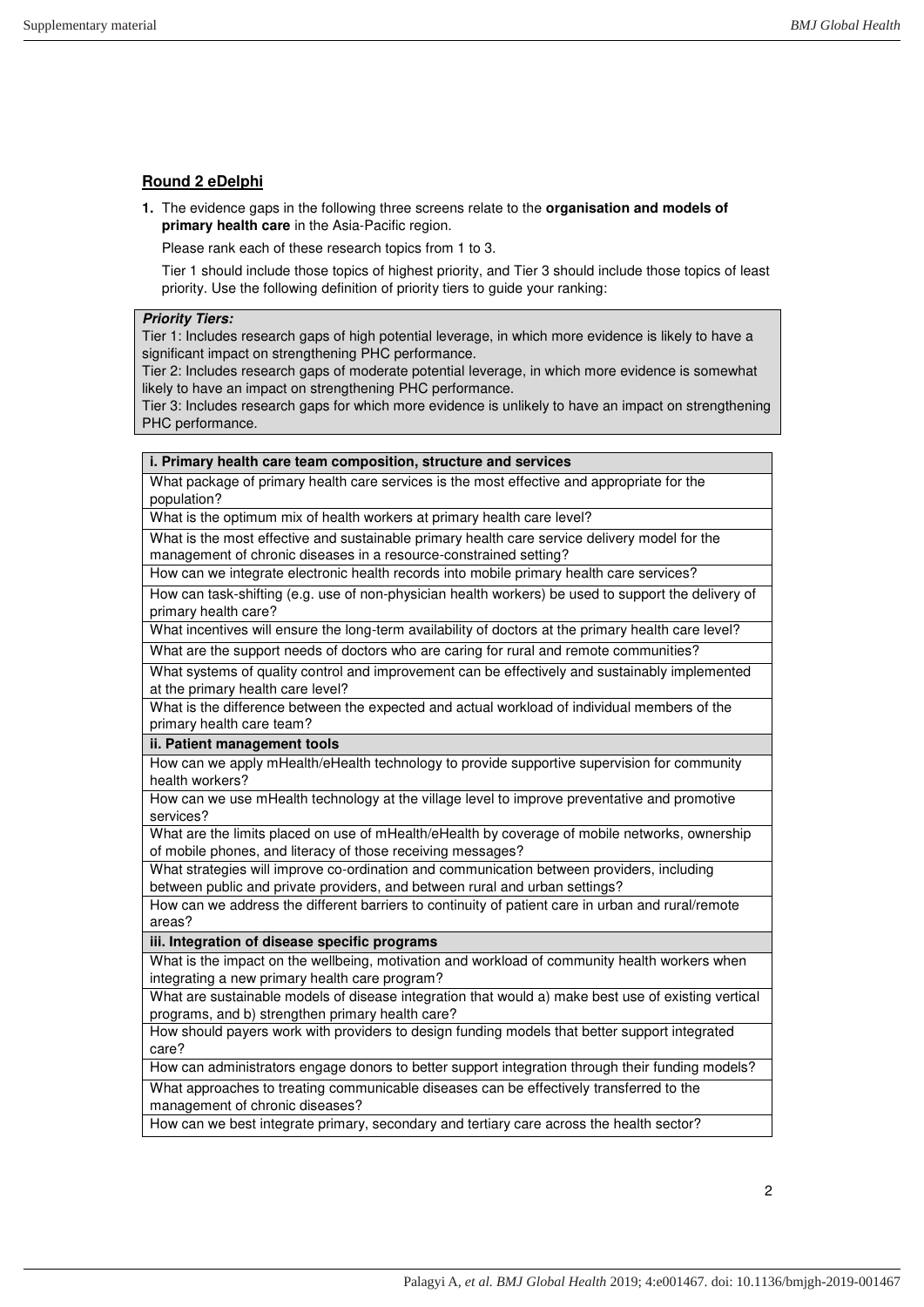## Round 2 eDelphi

1. The evidence gaps in the following three screens relate to the **organisation and models of primary health care** in the Asia-Pacific region.

   Please rank each of these research topics from 1 to 3.

   Tier 1 should include those topics of highest priority, and Tier 3 should include those topics of least priority. Use the following definition of priority tiers to guide your ranking:

> ***Priority Tiers:***
> Tier 1: Includes research gaps of high potential leverage, in which more evidence is likely to have a significant impact on strengthening PHC performance.
> Tier 2: Includes research gaps of moderate potential leverage, in which more evidence is somewhat likely to have an impact on strengthening PHC performance.
> Tier 3: Includes research gaps for which more evidence is unlikely to have an impact on strengthening PHC performance.

| **i. Primary health care team composition, structure and services** |
|---|
| What package of primary health care services is the most effective and appropriate for the population? |
| What is the optimum mix of health workers at primary health care level? |
| What is the most effective and sustainable primary health care service delivery model for the management of chronic diseases in a resource-constrained setting? |
| How can we integrate electronic health records into mobile primary health care services? |
| How can task-shifting (e.g. use of non-physician health workers) be used to support the delivery of primary health care? |
| What incentives will ensure the long-term availability of doctors at the primary health care level? |
| What are the support needs of doctors who are caring for rural and remote communities? |
| What systems of quality control and improvement can be effectively and sustainably implemented at the primary health care level? |
| What is the difference between the expected and actual workload of individual members of the primary health care team? |
| **ii. Patient management tools** |
| How can we apply mHealth/eHealth technology to provide supportive supervision for community health workers? |
| How can we use mHealth technology at the village level to improve preventative and promotive services? |
| What are the limits placed on use of mHealth/eHealth by coverage of mobile networks, ownership of mobile phones, and literacy of those receiving messages? |
| What strategies will improve co-ordination and communication between providers, including between public and private providers, and between rural and urban settings? |
| How can we address the different barriers to continuity of patient care in urban and rural/remote areas? |
| **iii. Integration of disease specific programs** |
| What is the impact on the wellbeing, motivation and workload of community health workers when integrating a new primary health care program? |
| What are sustainable models of disease integration that would a) make best use of existing vertical programs, and b) strengthen primary health care? |
| How should payers work with providers to design funding models that better support integrated care? |
| How can administrators engage donors to better support integration through their funding models? |
| What approaches to treating communicable diseases can be effectively transferred to the management of chronic diseases? |
| How can we best integrate primary, secondary and tertiary care across the health sector? |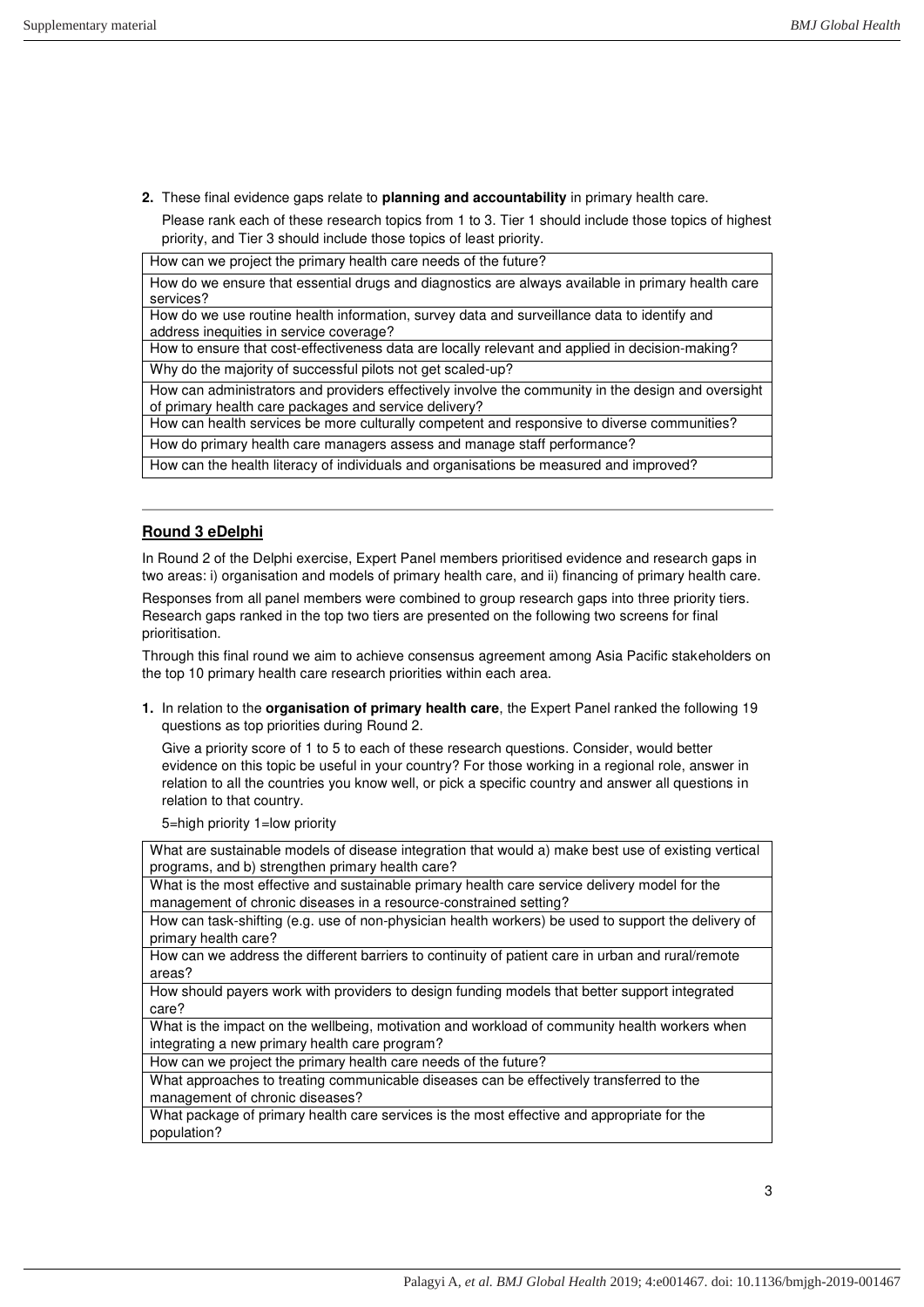2. These final evidence gaps relate to **planning and accountability** in primary health care.

   Please rank each of these research topics from 1 to 3. Tier 1 should include those topics of highest priority, and Tier 3 should include those topics of least priority.

| How can we project the primary health care needs of the future? |
|---|
| How do we ensure that essential drugs and diagnostics are always available in primary health care services? |
| How do we use routine health information, survey data and surveillance data to identify and address inequities in service coverage? |
| How to ensure that cost-effectiveness data are locally relevant and applied in decision-making? |
| Why do the majority of successful pilots not get scaled-up? |
| How can administrators and providers effectively involve the community in the design and oversight of primary health care packages and service delivery? |
| How can health services be more culturally competent and responsive to diverse communities? |
| How do primary health care managers assess and manage staff performance? |
| How can the health literacy of individuals and organisations be measured and improved? |

---

## **Round 3 eDelphi**

In Round 2 of the Delphi exercise, Expert Panel members prioritised evidence and research gaps in two areas: i) organisation and models of primary health care, and ii) financing of primary health care.

Responses from all panel members were combined to group research gaps into three priority tiers. Research gaps ranked in the top two tiers are presented on the following two screens for final prioritisation.

Through this final round we aim to achieve consensus agreement among Asia Pacific stakeholders on the top 10 primary health care research priorities within each area.

1. In relation to the **organisation of primary health care**, the Expert Panel ranked the following 19 questions as top priorities during Round 2.

   Give a priority score of 1 to 5 to each of these research questions. Consider, would better evidence on this topic be useful in your country? For those working in a regional role, answer in relation to all the countries you know well, or pick a specific country and answer all questions in relation to that country.

   5=high priority 1=low priority

| What are sustainable models of disease integration that would a) make best use of existing vertical programs, and b) strengthen primary health care? |
|---|
| What is the most effective and sustainable primary health care service delivery model for the management of chronic diseases in a resource-constrained setting? |
| How can task-shifting (e.g. use of non-physician health workers) be used to support the delivery of primary health care? |
| How can we address the different barriers to continuity of patient care in urban and rural/remote areas? |
| How should payers work with providers to design funding models that better support integrated care? |
| What is the impact on the wellbeing, motivation and workload of community health workers when integrating a new primary health care program? |
| How can we project the primary health care needs of the future? |
| What approaches to treating communicable diseases can be effectively transferred to the management of chronic diseases? |
| What package of primary health care services is the most effective and appropriate for the population? |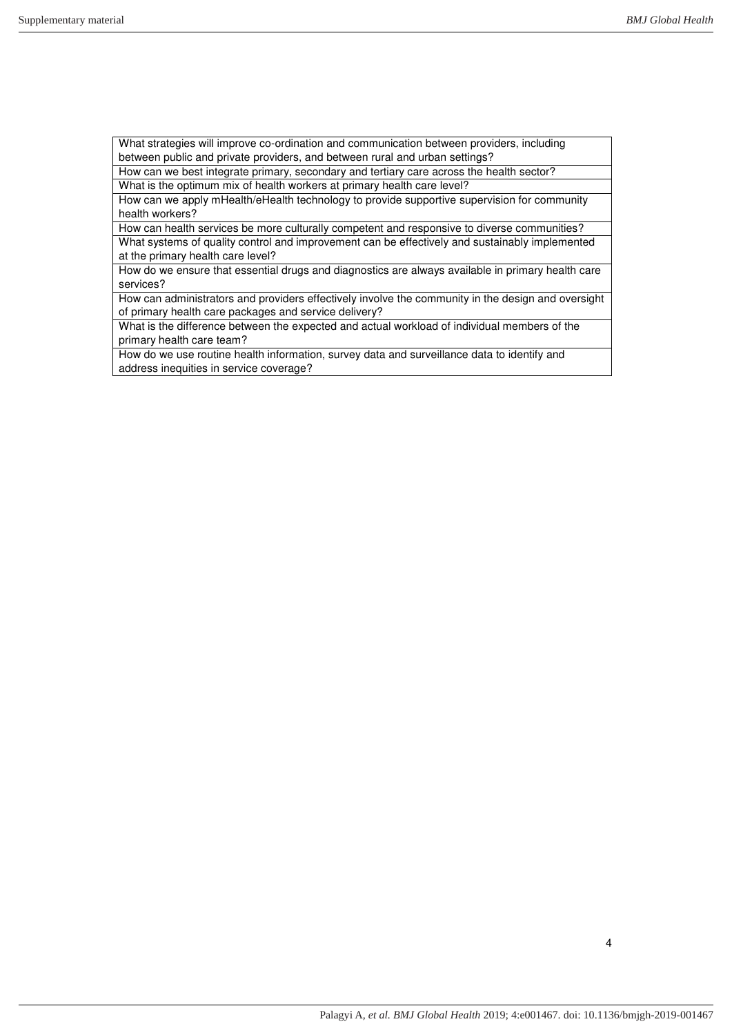| |
|---|
| What strategies will improve co-ordination and communication between providers, including between public and private providers, and between rural and urban settings? |
| How can we best integrate primary, secondary and tertiary care across the health sector? |
| What is the optimum mix of health workers at primary health care level? |
| How can we apply mHealth/eHealth technology to provide supportive supervision for community health workers? |
| How can health services be more culturally competent and responsive to diverse communities? |
| What systems of quality control and improvement can be effectively and sustainably implemented at the primary health care level? |
| How do we ensure that essential drugs and diagnostics are always available in primary health care services? |
| How can administrators and providers effectively involve the community in the design and oversight of primary health care packages and service delivery? |
| What is the difference between the expected and actual workload of individual members of the primary health care team? |
| How do we use routine health information, survey data and surveillance data to identify and address inequities in service coverage? |